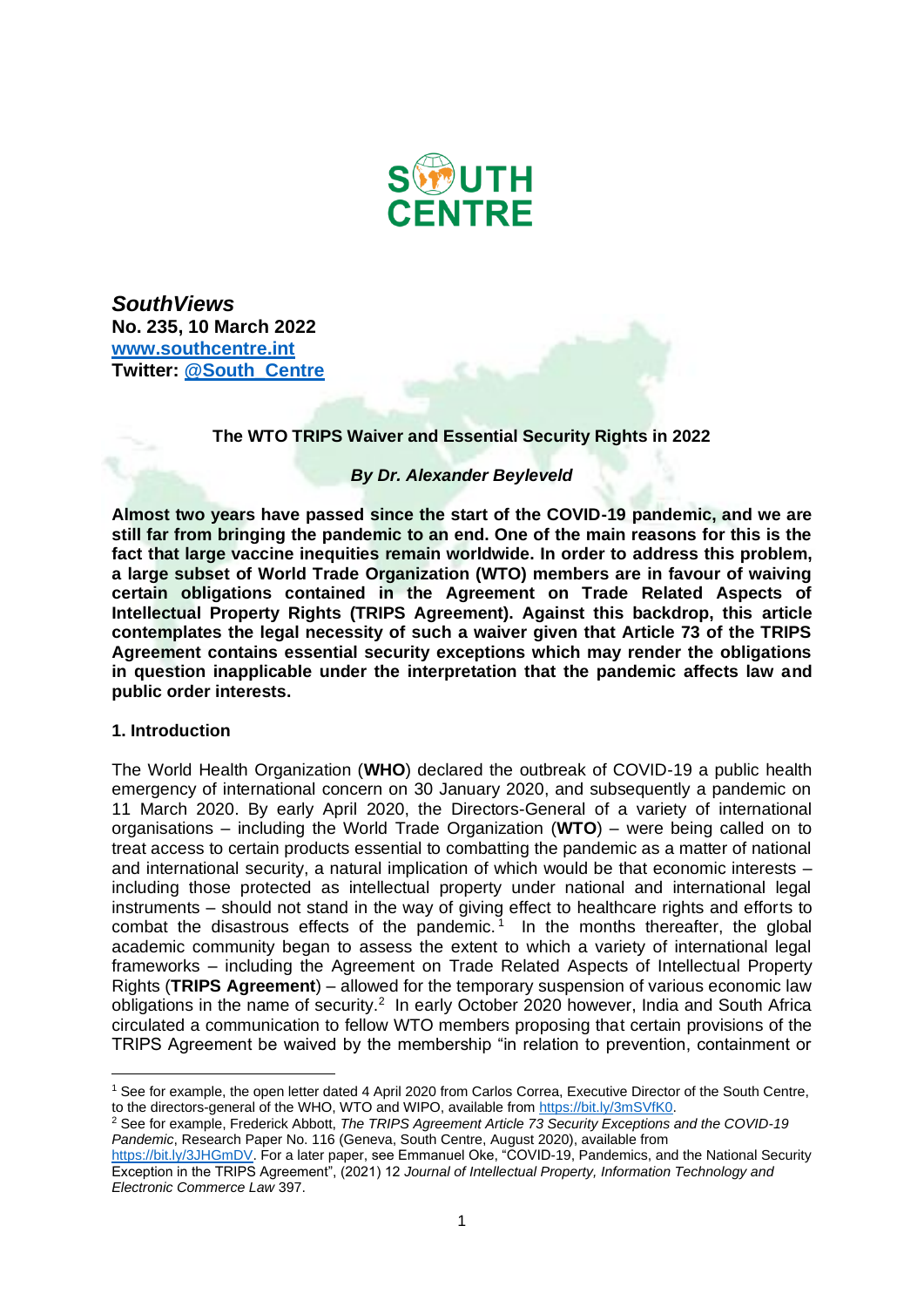*SouthViews*
**No. 235, 10 March 2022**
**[www.southcentre.int](http://www.southcentre.int)**
**Twitter: [@South_Centre](https://twitter.com/South_Centre)**

# The WTO TRIPS Waiver and Essential Security Rights in 2022

***By Dr. Alexander Beyleveld***

**Almost two years have passed since the start of the COVID-19 pandemic, and we are still far from bringing the pandemic to an end. One of the main reasons for this is the fact that large vaccine inequities remain worldwide. In order to address this problem, a large subset of World Trade Organization (WTO) members are in favour of waiving certain obligations contained in the Agreement on Trade Related Aspects of Intellectual Property Rights (TRIPS Agreement). Against this backdrop, this article contemplates the legal necessity of such a waiver given that Article 73 of the TRIPS Agreement contains essential security exceptions which may render the obligations in question inapplicable under the interpretation that the pandemic affects law and public order interests.**

## 1. Introduction

The World Health Organization (**WHO**) declared the outbreak of COVID-19 a public health emergency of international concern on 30 January 2020, and subsequently a pandemic on 11 March 2020. By early April 2020, the Directors-General of a variety of international organisations – including the World Trade Organization (**WTO**) – were being called on to treat access to certain products essential to combatting the pandemic as a matter of national and international security, a natural implication of which would be that economic interests – including those protected as intellectual property under national and international legal instruments – should not stand in the way of giving effect to healthcare rights and efforts to combat the disastrous effects of the pandemic.[1] In the months thereafter, the global academic community began to assess the extent to which a variety of international legal frameworks – including the Agreement on Trade Related Aspects of Intellectual Property Rights (**TRIPS Agreement**) – allowed for the temporary suspension of various economic law obligations in the name of security.[2] In early October 2020 however, India and South Africa circulated a communication to fellow WTO members proposing that certain provisions of the TRIPS Agreement be waived by the membership "in relation to prevention, containment or

---

[1] See for example, the open letter dated 4 April 2020 from Carlos Correa, Executive Director of the South Centre, to the directors-general of the WHO, WTO and WIPO, available from [https://bit.ly/3mSVfK0](https://bit.ly/3mSVfK0).

[2] See for example, Frederick Abbott, *The TRIPS Agreement Article 73 Security Exceptions and the COVID-19 Pandemic*, Research Paper No. 116 (Geneva, South Centre, August 2020), available from [https://bit.ly/3JHGmDV](https://bit.ly/3JHGmDV). For a later paper, see Emmanuel Oke, "COVID-19, Pandemics, and the National Security Exception in the TRIPS Agreement", (2021) 12 *Journal of Intellectual Property, Information Technology and Electronic Commerce Law* 397.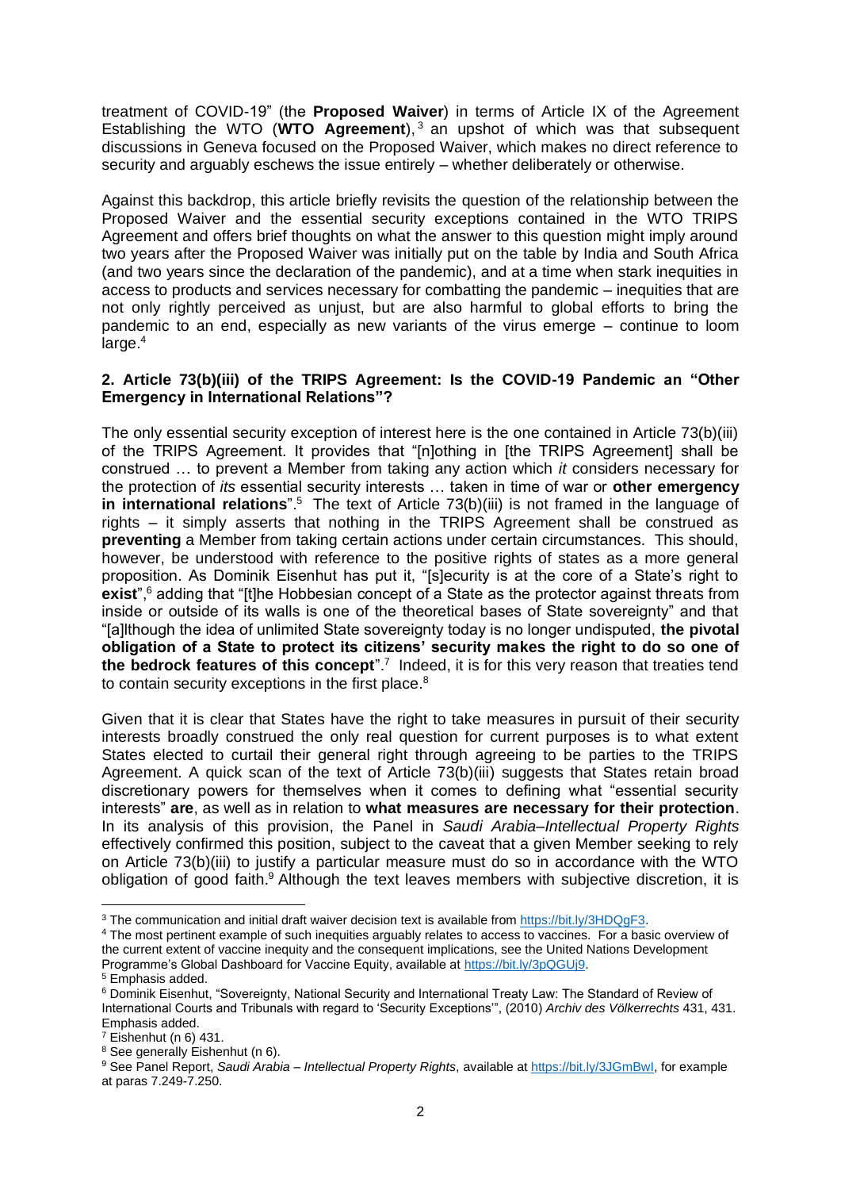treatment of COVID-19" (the **Proposed Waiver**) in terms of Article IX of the Agreement Establishing the WTO (**WTO Agreement**),[3] an upshot of which was that subsequent discussions in Geneva focused on the Proposed Waiver, which makes no direct reference to security and arguably eschews the issue entirely – whether deliberately or otherwise.

Against this backdrop, this article briefly revisits the question of the relationship between the Proposed Waiver and the essential security exceptions contained in the WTO TRIPS Agreement and offers brief thoughts on what the answer to this question might imply around two years after the Proposed Waiver was initially put on the table by India and South Africa (and two years since the declaration of the pandemic), and at a time when stark inequities in access to products and services necessary for combatting the pandemic – inequities that are not only rightly perceived as unjust, but are also harmful to global efforts to bring the pandemic to an end, especially as new variants of the virus emerge – continue to loom large.[4]

## 2. Article 73(b)(iii) of the TRIPS Agreement: Is the COVID-19 Pandemic an "Other Emergency in International Relations"?

The only essential security exception of interest here is the one contained in Article 73(b)(iii) of the TRIPS Agreement. It provides that "[n]othing in [the TRIPS Agreement] shall be construed … to prevent a Member from taking any action which *it* considers necessary for the protection of *its* essential security interests … taken in time of war or **other emergency in international relations**".[5] The text of Article 73(b)(iii) is not framed in the language of rights – it simply asserts that nothing in the TRIPS Agreement shall be construed as **preventing** a Member from taking certain actions under certain circumstances. This should, however, be understood with reference to the positive rights of states as a more general proposition. As Dominik Eisenhut has put it, "[s]ecurity is at the core of a State's right to **exist**",[6] adding that "[t]he Hobbesian concept of a State as the protector against threats from inside or outside of its walls is one of the theoretical bases of State sovereignty" and that "[a]lthough the idea of unlimited State sovereignty today is no longer undisputed, **the pivotal obligation of a State to protect its citizens' security makes the right to do so one of the bedrock features of this concept**".[7] Indeed, it is for this very reason that treaties tend to contain security exceptions in the first place.[8]

Given that it is clear that States have the right to take measures in pursuit of their security interests broadly construed the only real question for current purposes is to what extent States elected to curtail their general right through agreeing to be parties to the TRIPS Agreement. A quick scan of the text of Article 73(b)(iii) suggests that States retain broad discretionary powers for themselves when it comes to defining what "essential security interests" **are**, as well as in relation to **what measures are necessary for their protection**. In its analysis of this provision, the Panel in *Saudi Arabia–Intellectual Property Rights* effectively confirmed this position, subject to the caveat that a given Member seeking to rely on Article 73(b)(iii) to justify a particular measure must do so in accordance with the WTO obligation of good faith.[9] Although the text leaves members with subjective discretion, it is

---

[3] The communication and initial draft waiver decision text is available from https://bit.ly/3HDQgF3.

[4] The most pertinent example of such inequities arguably relates to access to vaccines. For a basic overview of the current extent of vaccine inequity and the consequent implications, see the United Nations Development Programme's Global Dashboard for Vaccine Equity, available at https://bit.ly/3pQGUj9.

[5] Emphasis added.

[6] Dominik Eisenhut, "Sovereignty, National Security and International Treaty Law: The Standard of Review of International Courts and Tribunals with regard to 'Security Exceptions'", (2010) *Archiv des Völkerrechts* 431, 431. Emphasis added.

[7] Eishenhut (n 6) 431.

[8] See generally Eishenhut (n 6).

[9] See Panel Report, *Saudi Arabia – Intellectual Property Rights*, available at https://bit.ly/3JGmBwI, for example at paras 7.249-7.250.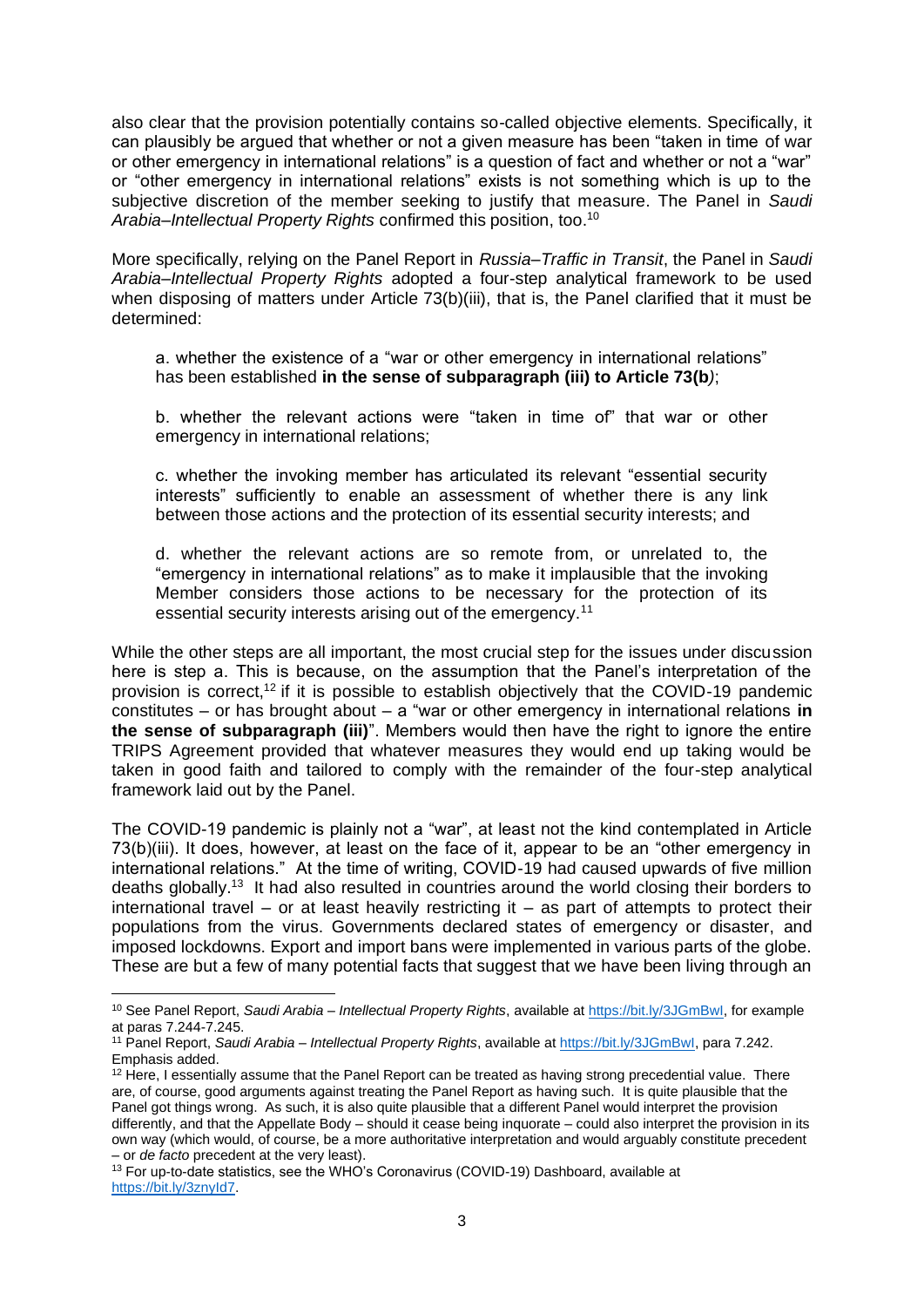also clear that the provision potentially contains so-called objective elements. Specifically, it can plausibly be argued that whether or not a given measure has been "taken in time of war or other emergency in international relations" is a question of fact and whether or not a "war" or "other emergency in international relations" exists is not something which is up to the subjective discretion of the member seeking to justify that measure. The Panel in *Saudi Arabia–Intellectual Property Rights* confirmed this position, too.[10]

More specifically, relying on the Panel Report in *Russia–Traffic in Transit*, the Panel in *Saudi Arabia–Intellectual Property Rights* adopted a four-step analytical framework to be used when disposing of matters under Article 73(b)(iii), that is, the Panel clarified that it must be determined:

> a. whether the existence of a "war or other emergency in international relations" has been established **in the sense of subparagraph (iii) to Article 73(b***)*;
>
> b. whether the relevant actions were "taken in time of" that war or other emergency in international relations;
>
> c. whether the invoking member has articulated its relevant "essential security interests" sufficiently to enable an assessment of whether there is any link between those actions and the protection of its essential security interests; and
>
> d. whether the relevant actions are so remote from, or unrelated to, the "emergency in international relations" as to make it implausible that the invoking Member considers those actions to be necessary for the protection of its essential security interests arising out of the emergency.[11]

While the other steps are all important, the most crucial step for the issues under discussion here is step a. This is because, on the assumption that the Panel's interpretation of the provision is correct,[12] if it is possible to establish objectively that the COVID-19 pandemic constitutes – or has brought about – a "war or other emergency in international relations **in the sense of subparagraph (iii)**". Members would then have the right to ignore the entire TRIPS Agreement provided that whatever measures they would end up taking would be taken in good faith and tailored to comply with the remainder of the four-step analytical framework laid out by the Panel.

The COVID-19 pandemic is plainly not a "war", at least not the kind contemplated in Article 73(b)(iii). It does, however, at least on the face of it, appear to be an "other emergency in international relations." At the time of writing, COVID-19 had caused upwards of five million deaths globally.[13] It had also resulted in countries around the world closing their borders to international travel – or at least heavily restricting it – as part of attempts to protect their populations from the virus. Governments declared states of emergency or disaster, and imposed lockdowns. Export and import bans were implemented in various parts of the globe. These are but a few of many potential facts that suggest that we have been living through an

---

[10] See Panel Report, *Saudi Arabia – Intellectual Property Rights*, available at https://bit.ly/3JGmBwI, for example at paras 7.244-7.245.

[11] Panel Report, *Saudi Arabia – Intellectual Property Rights*, available at https://bit.ly/3JGmBwI, para 7.242. Emphasis added.

[12] Here, I essentially assume that the Panel Report can be treated as having strong precedential value. There are, of course, good arguments against treating the Panel Report as having such. It is quite plausible that the Panel got things wrong. As such, it is also quite plausible that a different Panel would interpret the provision differently, and that the Appellate Body – should it cease being inquorate – could also interpret the provision in its own way (which would, of course, be a more authoritative interpretation and would arguably constitute precedent – or *de facto* precedent at the very least).

[13] For up-to-date statistics, see the WHO's Coronavirus (COVID-19) Dashboard, available at https://bit.ly/3znyId7.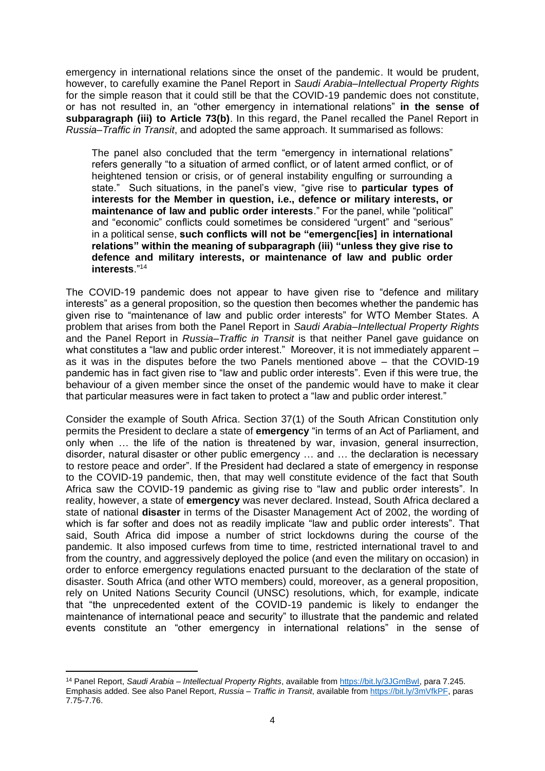emergency in international relations since the onset of the pandemic. It would be prudent, however, to carefully examine the Panel Report in *Saudi Arabia–Intellectual Property Rights* for the simple reason that it could still be that the COVID-19 pandemic does not constitute, or has not resulted in, an "other emergency in international relations" **in the sense of subparagraph (iii) to Article 73(b)**. In this regard, the Panel recalled the Panel Report in *Russia–Traffic in Transit*, and adopted the same approach. It summarised as follows:

> The panel also concluded that the term "emergency in international relations" refers generally "to a situation of armed conflict, or of latent armed conflict, or of heightened tension or crisis, or of general instability engulfing or surrounding a state." Such situations, in the panel's view, "give rise to **particular types of interests for the Member in question, i.e., defence or military interests, or maintenance of law and public order interests**." For the panel, while "political" and "economic" conflicts could sometimes be considered "urgent" and "serious" in a political sense, **such conflicts will not be "emergenc[ies] in international relations" within the meaning of subparagraph (iii) "unless they give rise to defence and military interests, or maintenance of law and public order interests**."[14]

The COVID-19 pandemic does not appear to have given rise to "defence and military interests" as a general proposition, so the question then becomes whether the pandemic has given rise to "maintenance of law and public order interests" for WTO Member States. A problem that arises from both the Panel Report in *Saudi Arabia–Intellectual Property Rights* and the Panel Report in *Russia–Traffic in Transit* is that neither Panel gave guidance on what constitutes a "law and public order interest." Moreover, it is not immediately apparent – as it was in the disputes before the two Panels mentioned above – that the COVID-19 pandemic has in fact given rise to "law and public order interests". Even if this were true, the behaviour of a given member since the onset of the pandemic would have to make it clear that particular measures were in fact taken to protect a "law and public order interest."

Consider the example of South Africa. Section 37(1) of the South African Constitution only permits the President to declare a state of **emergency** "in terms of an Act of Parliament, and only when … the life of the nation is threatened by war, invasion, general insurrection, disorder, natural disaster or other public emergency … and … the declaration is necessary to restore peace and order". If the President had declared a state of emergency in response to the COVID-19 pandemic, then, that may well constitute evidence of the fact that South Africa saw the COVID-19 pandemic as giving rise to "law and public order interests". In reality, however, a state of **emergency** was never declared. Instead, South Africa declared a state of national **disaster** in terms of the Disaster Management Act of 2002, the wording of which is far softer and does not as readily implicate "law and public order interests". That said, South Africa did impose a number of strict lockdowns during the course of the pandemic. It also imposed curfews from time to time, restricted international travel to and from the country, and aggressively deployed the police (and even the military on occasion) in order to enforce emergency regulations enacted pursuant to the declaration of the state of disaster. South Africa (and other WTO members) could, moreover, as a general proposition, rely on United Nations Security Council (UNSC) resolutions, which, for example, indicate that "the unprecedented extent of the COVID-19 pandemic is likely to endanger the maintenance of international peace and security" to illustrate that the pandemic and related events constitute an "other emergency in international relations" in the sense of

---

[14] Panel Report, *Saudi Arabia – Intellectual Property Rights*, available from https://bit.ly/3JGmBwI, para 7.245. Emphasis added. See also Panel Report, *Russia – Traffic in Transit*, available from https://bit.ly/3mVfkPF, paras 7.75-7.76.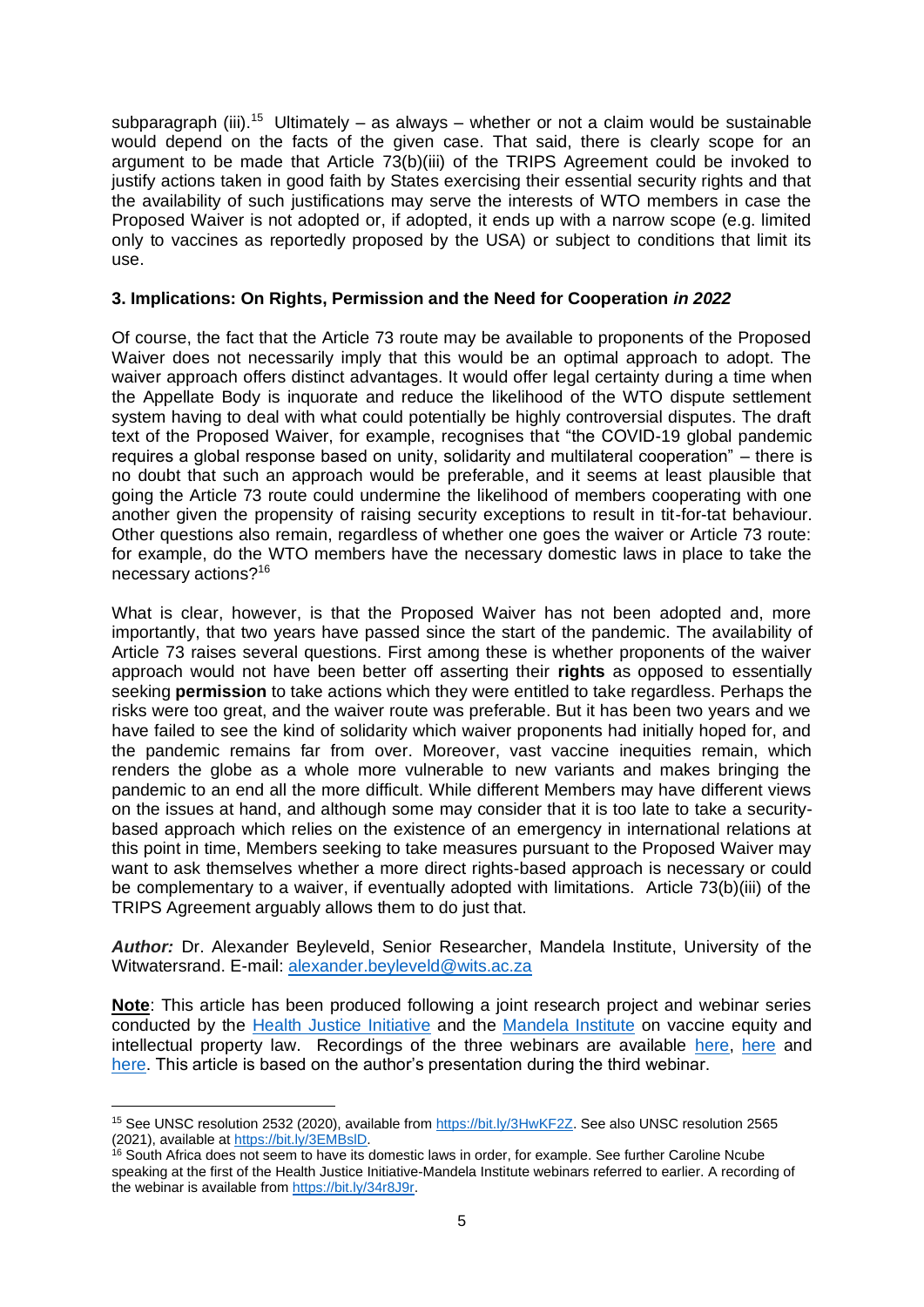subparagraph (iii).[15] Ultimately – as always – whether or not a claim would be sustainable would depend on the facts of the given case. That said, there is clearly scope for an argument to be made that Article 73(b)(iii) of the TRIPS Agreement could be invoked to justify actions taken in good faith by States exercising their essential security rights and that the availability of such justifications may serve the interests of WTO members in case the Proposed Waiver is not adopted or, if adopted, it ends up with a narrow scope (e.g. limited only to vaccines as reportedly proposed by the USA) or subject to conditions that limit its use.

### 3. Implications: On Rights, Permission and the Need for Cooperation *in 2022*

Of course, the fact that the Article 73 route may be available to proponents of the Proposed Waiver does not necessarily imply that this would be an optimal approach to adopt. The waiver approach offers distinct advantages. It would offer legal certainty during a time when the Appellate Body is inquorate and reduce the likelihood of the WTO dispute settlement system having to deal with what could potentially be highly controversial disputes. The draft text of the Proposed Waiver, for example, recognises that "the COVID-19 global pandemic requires a global response based on unity, solidarity and multilateral cooperation" – there is no doubt that such an approach would be preferable, and it seems at least plausible that going the Article 73 route could undermine the likelihood of members cooperating with one another given the propensity of raising security exceptions to result in tit-for-tat behaviour. Other questions also remain, regardless of whether one goes the waiver or Article 73 route: for example, do the WTO members have the necessary domestic laws in place to take the necessary actions?[16]

What is clear, however, is that the Proposed Waiver has not been adopted and, more importantly, that two years have passed since the start of the pandemic. The availability of Article 73 raises several questions. First among these is whether proponents of the waiver approach would not have been better off asserting their **rights** as opposed to essentially seeking **permission** to take actions which they were entitled to take regardless. Perhaps the risks were too great, and the waiver route was preferable. But it has been two years and we have failed to see the kind of solidarity which waiver proponents had initially hoped for, and the pandemic remains far from over. Moreover, vast vaccine inequities remain, which renders the globe as a whole more vulnerable to new variants and makes bringing the pandemic to an end all the more difficult. While different Members may have different views on the issues at hand, and although some may consider that it is too late to take a security-based approach which relies on the existence of an emergency in international relations at this point in time, Members seeking to take measures pursuant to the Proposed Waiver may want to ask themselves whether a more direct rights-based approach is necessary or could be complementary to a waiver, if eventually adopted with limitations. Article 73(b)(iii) of the TRIPS Agreement arguably allows them to do just that.

***Author:*** Dr. Alexander Beyleveld, Senior Researcher, Mandela Institute, University of the Witwatersrand. E-mail: alexander.beyleveld@wits.ac.za

**Note**: This article has been produced following a joint research project and webinar series conducted by the Health Justice Initiative and the Mandela Institute on vaccine equity and intellectual property law. Recordings of the three webinars are available here, here and here. This article is based on the author's presentation during the third webinar.

---

[15] See UNSC resolution 2532 (2020), available from https://bit.ly/3HwKF2Z. See also UNSC resolution 2565 (2021), available at https://bit.ly/3EMBslD.

[16] South Africa does not seem to have its domestic laws in order, for example. See further Caroline Ncube speaking at the first of the Health Justice Initiative-Mandela Institute webinars referred to earlier. A recording of the webinar is available from https://bit.ly/34r8J9r.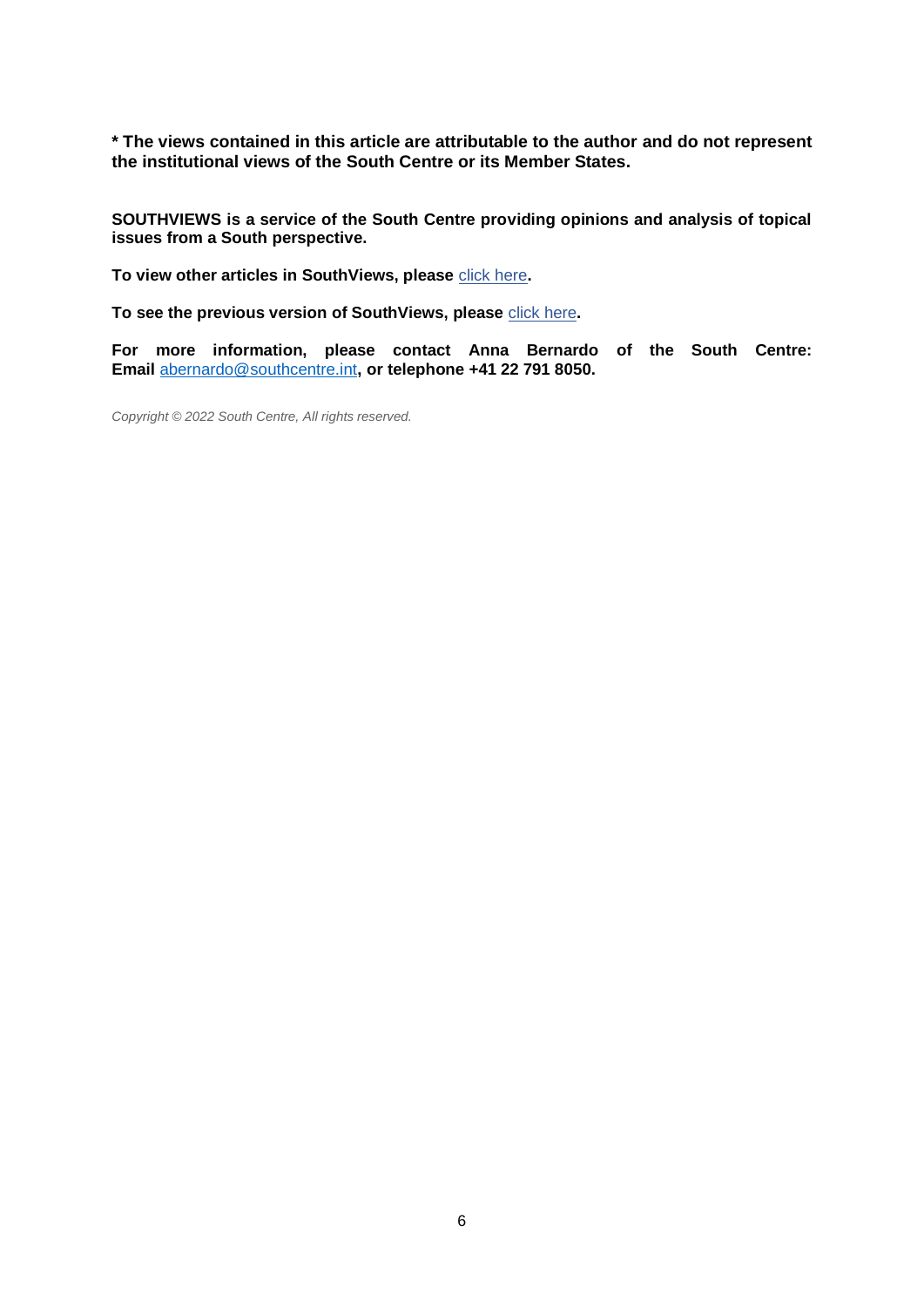**\* The views contained in this article are attributable to the author and do not represent the institutional views of the South Centre or its Member States.**

**SOUTHVIEWS is a service of the South Centre providing opinions and analysis of topical issues from a South perspective.**

**To view other articles in SouthViews, please** click here**.**

**To see the previous version of SouthViews, please** click here**.**

**For more information, please contact Anna Bernardo of the South Centre: Email** abernardo@southcentre.int**, or telephone +41 22 791 8050.**

*Copyright © 2022 South Centre, All rights reserved.*